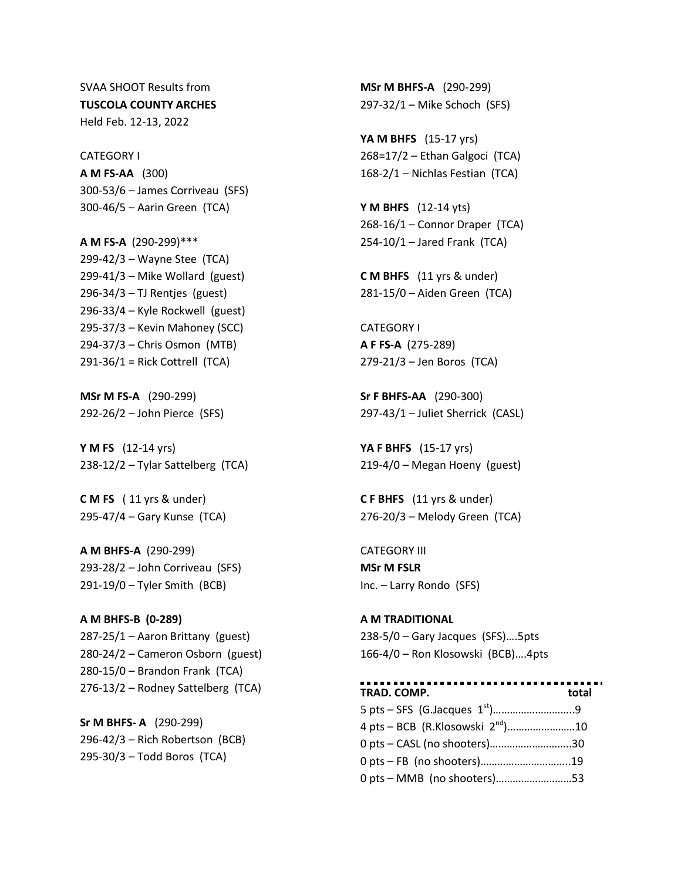SVAA SHOOT Results from
**TUSCOLA COUNTY ARCHES**
Held Feb. 12-13, 2022

CATEGORY I

**A M FS-AA** (300)
300-53/6 – James Corriveau (SFS)
300-46/5 – Aarin Green (TCA)

**A M FS-A** (290-299)***
299-42/3 – Wayne Stee (TCA)
299-41/3 – Mike Wollard (guest)
296-34/3 – TJ Rentjes (guest)
296-33/4 – Kyle Rockwell (guest)
295-37/3 – Kevin Mahoney (SCC)
294-37/3 – Chris Osmon (MTB)
291-36/1 = Rick Cottrell (TCA)

**MSr M FS-A** (290-299)
292-26/2 – John Pierce (SFS)

**Y M FS** (12-14 yrs)
238-12/2 – Tylar Sattelberg (TCA)

**C M FS** ( 11 yrs & under)
295-47/4 – Gary Kunse (TCA)

**A M BHFS-A** (290-299)
293-28/2 – John Corriveau (SFS)
291-19/0 – Tyler Smith (BCB)

**A M BHFS-B (0-289)**
287-25/1 – Aaron Brittany (guest)
280-24/2 – Cameron Osborn (guest)
280-15/0 – Brandon Frank (TCA)
276-13/2 – Rodney Sattelberg (TCA)

**Sr M BHFS- A** (290-299)
296-42/3 – Rich Robertson (BCB)
295-30/3 – Todd Boros (TCA)

**MSr M BHFS-A** (290-299)
297-32/1 – Mike Schoch (SFS)

**YA M BHFS** (15-17 yrs)
268=17/2 – Ethan Galgoci (TCA)
168-2/1 – Nichlas Festian (TCA)

**Y M BHFS** (12-14 yts)
268-16/1 – Connor Draper (TCA)
254-10/1 – Jared Frank (TCA)

**C M BHFS** (11 yrs & under)
281-15/0 – Aiden Green (TCA)

CATEGORY I

**A F FS-A** (275-289)
279-21/3 – Jen Boros (TCA)

**Sr F BHFS-AA** (290-300)
297-43/1 – Juliet Sherrick (CASL)

**YA F BHFS** (15-17 yrs)
219-4/0 – Megan Hoeny (guest)

**C F BHFS** (11 yrs & under)
276-20/3 – Melody Green (TCA)

CATEGORY III

**MSr M FSLR**
Inc. – Larry Rondo (SFS)

**A M TRADITIONAL**
238-5/0 – Gary Jacques (SFS)....5pts
166-4/0 – Ron Klosowski (BCB)....4pts

| **TRAD. COMP.** | **total** |
|---|---|
| 5 pts – SFS (G.Jacques 1st) | 9 |
| 4 pts – BCB (R.Klosowski 2nd) | 10 |
| 0 pts – CASL (no shooters) | 30 |
| 0 pts – FB (no shooters) | 19 |
| 0 pts – MMB (no shooters) | 53 |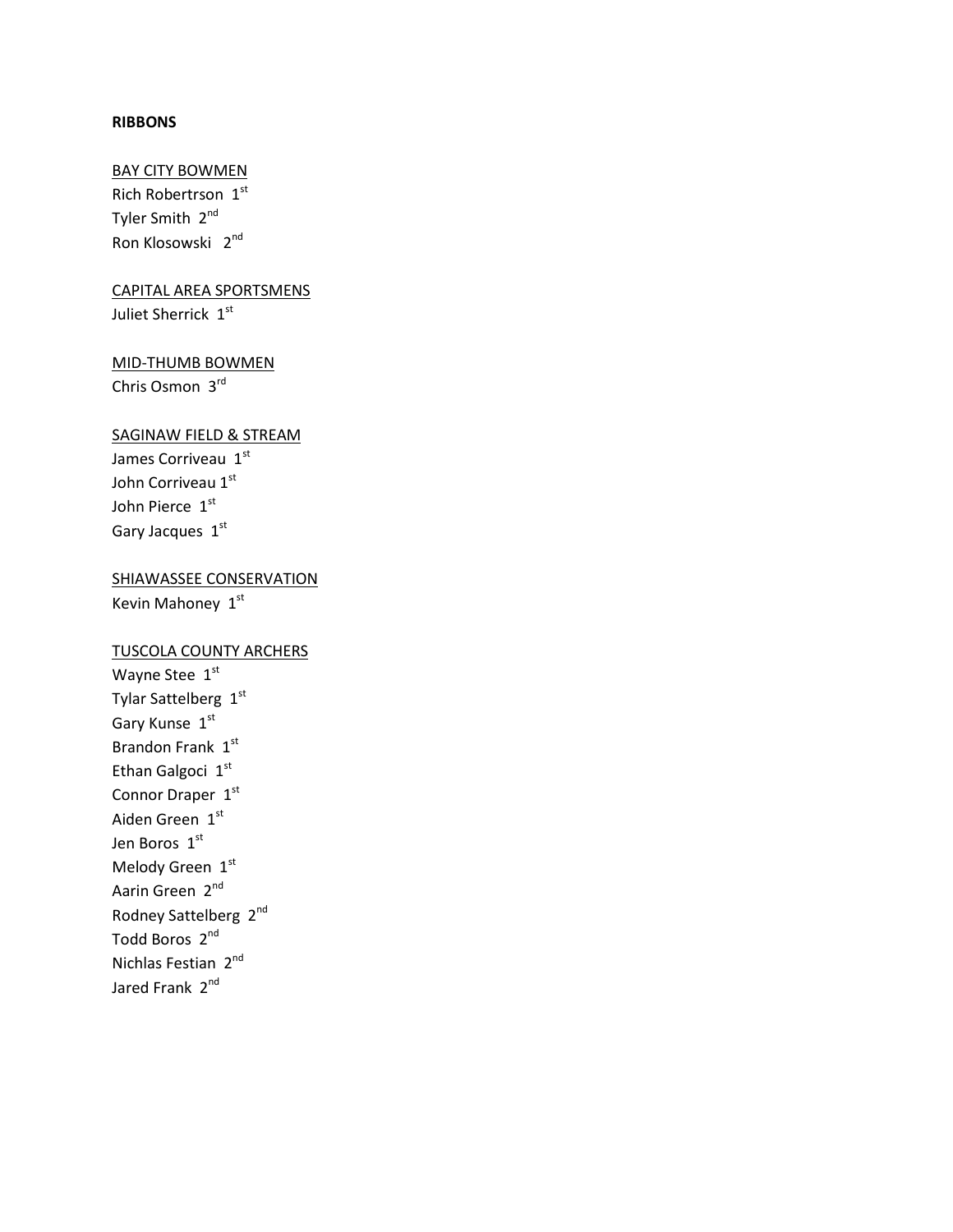**RIBBONS**

BAY CITY BOWMEN

Rich Robertrson 1st
Tyler Smith 2nd
Ron Klosowski 2nd

CAPITAL AREA SPORTSMENS

Juliet Sherrick 1st

MID-THUMB BOWMEN

Chris Osmon 3rd

SAGINAW FIELD & STREAM

James Corriveau 1st
John Corriveau 1st
John Pierce 1st
Gary Jacques 1st

SHIAWASSEE CONSERVATION

Kevin Mahoney 1st

TUSCOLA COUNTY ARCHERS

Wayne Stee 1st
Tylar Sattelberg 1st
Gary Kunse 1st
Brandon Frank 1st
Ethan Galgoci 1st
Connor Draper 1st
Aiden Green 1st
Jen Boros 1st
Melody Green 1st
Aarin Green 2nd
Rodney Sattelberg 2nd
Todd Boros 2nd
Nichlas Festian 2nd
Jared Frank 2nd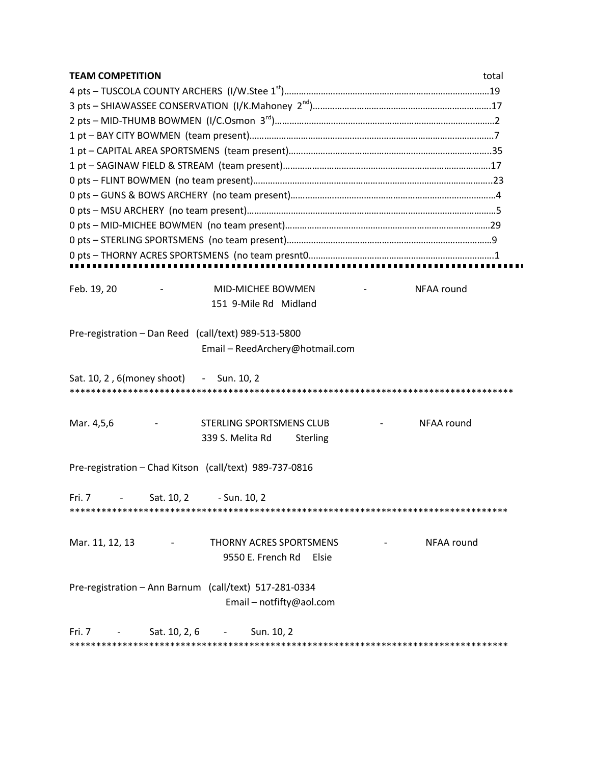**TEAM COMPETITION** total

4 pts – TUSCOLA COUNTY ARCHERS (I/W.Stee 1st)…………………………………………………………………………19

3 pts – SHIAWASSEE CONSERVATION (I/K.Mahoney 2nd)……………………………………………………………….17

2 pts – MID-THUMB BOWMEN (I/C.Osmon 3rd)……………………………………………………………………………2

1 pt – BAY CITY BOWMEN (team present)…………………………………………………………………………………7

1 pt – CAPITAL AREA SPORTSMENS (team present)……………………………………………………………………..35

1 pt – SAGINAW FIELD & STREAM (team present)………………………………………………………………………..17

0 pts – FLINT BOWMEN (no team present)………………………………………………………………………………..23

0 pts – GUNS & BOWS ARCHERY (no team present)…………………………………………………………………….4

0 pts – MSU ARCHERY (no team present)…………………………………………………………………………………5

0 pts – MID-MICHEE BOWMEN (no team present)……………………………………………………………………29

0 pts – STERLING SPORTSMENS (no team present)…………………………………………………………………….9

0 pts – THORNY ACRES SPORTSMENS (no team presnt0…………………………………………………………….1

---

Feb. 19, 20 - MID-MICHEE BOWMEN - NFAA round
151 9-Mile Rd Midland

Pre-registration – Dan Reed (call/text) 989-513-5800
Email – ReedArchery@hotmail.com

Sat. 10, 2 , 6(money shoot) - Sun. 10, 2

************************************************************************************

Mar. 4,5,6 - STERLING SPORTSMENS CLUB - NFAA round
339 S. Melita Rd Sterling

Pre-registration – Chad Kitson (call/text) 989-737-0816

Fri. 7 - Sat. 10, 2 - Sun. 10, 2

************************************************************************************

Mar. 11, 12, 13 - THORNY ACRES SPORTSMENS - NFAA round
9550 E. French Rd Elsie

Pre-registration – Ann Barnum (call/text) 517-281-0334
Email – notfifty@aol.com

Fri. 7 - Sat. 10, 2, 6 - Sun. 10, 2

************************************************************************************